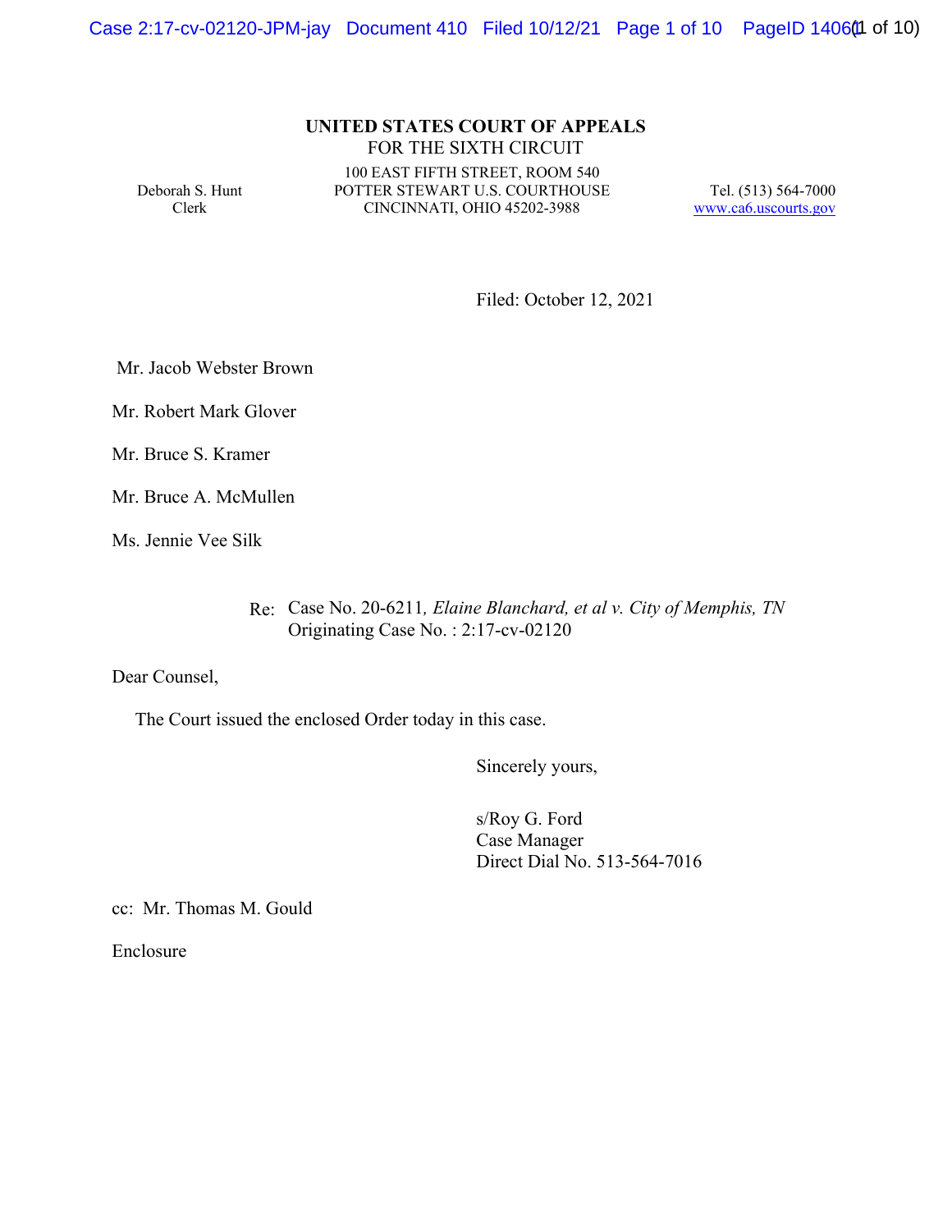**UNITED STATES COURT OF APPEALS**
FOR THE SIXTH CIRCUIT

Deborah S. Hunt
Clerk

100 EAST FIFTH STREET, ROOM 540
POTTER STEWART U.S. COURTHOUSE
CINCINNATI, OHIO 45202-3988

Tel. (513) 564-7000
www.ca6.uscourts.gov

Filed: October 12, 2021

Mr. Jacob Webster Brown

Mr. Robert Mark Glover

Mr. Bruce S. Kramer

Mr. Bruce A. McMullen

Ms. Jennie Vee Silk

Re: Case No. 20-6211, *Elaine Blanchard, et al v. City of Memphis, TN*
Originating Case No. : 2:17-cv-02120

Dear Counsel,

The Court issued the enclosed Order today in this case.

Sincerely yours,

s/Roy G. Ford
Case Manager
Direct Dial No. 513-564-7016

cc: Mr. Thomas M. Gould

Enclosure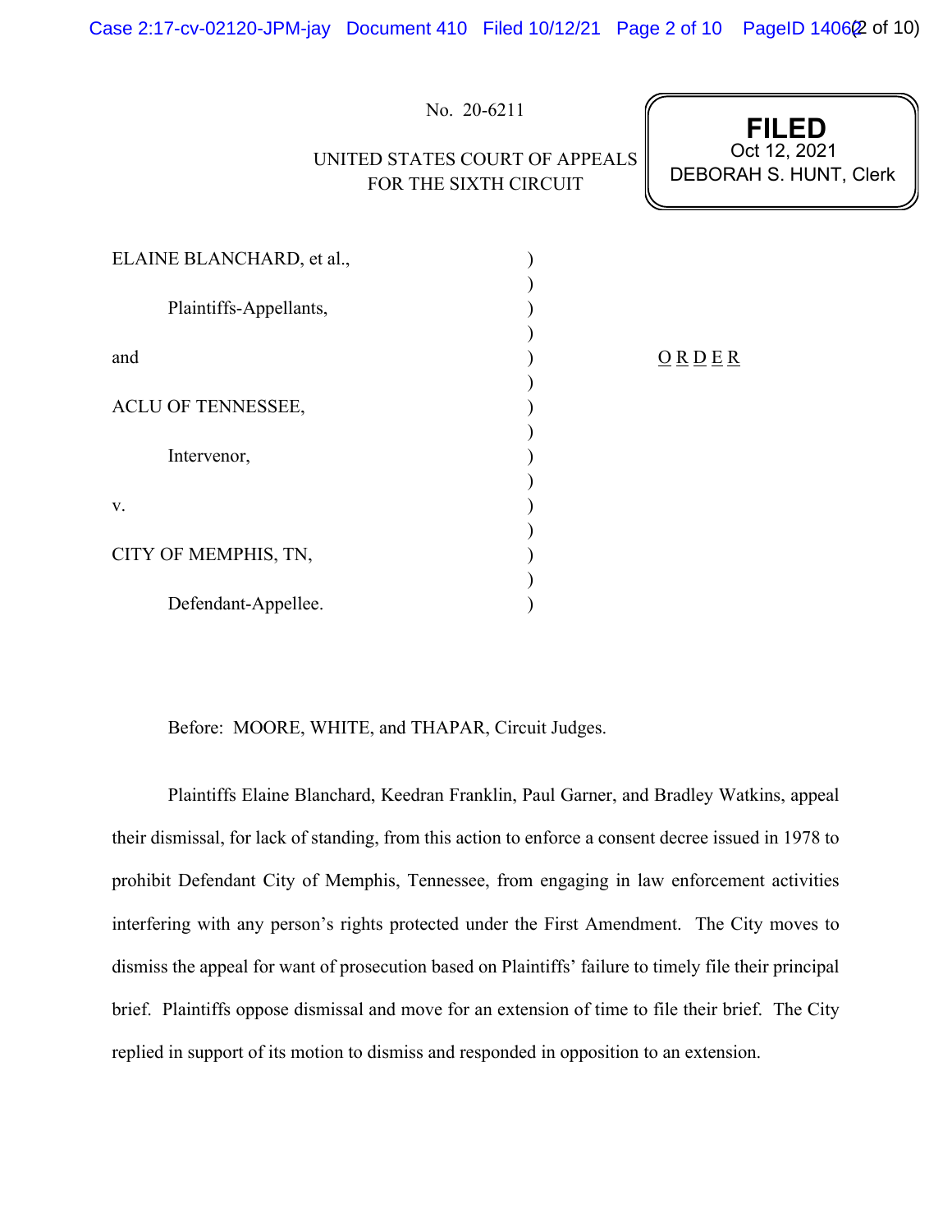No. 20-6211

UNITED STATES COURT OF APPEALS
FOR THE SIXTH CIRCUIT

**FILED**
Oct 12, 2021
DEBORAH S. HUNT, Clerk

| | | |
|---|---|---|
| ELAINE BLANCHARD, et al.,<br><br>Plaintiffs-Appellants,<br><br>and<br><br>ACLU OF TENNESSEE,<br><br>Intervenor,<br><br>v.<br><br>CITY OF MEMPHIS, TN,<br><br>Defendant-Appellee. | ) | O R D E R |

Before: MOORE, WHITE, and THAPAR, Circuit Judges.

Plaintiffs Elaine Blanchard, Keedran Franklin, Paul Garner, and Bradley Watkins, appeal their dismissal, for lack of standing, from this action to enforce a consent decree issued in 1978 to prohibit Defendant City of Memphis, Tennessee, from engaging in law enforcement activities interfering with any person's rights protected under the First Amendment. The City moves to dismiss the appeal for want of prosecution based on Plaintiffs' failure to timely file their principal brief. Plaintiffs oppose dismissal and move for an extension of time to file their brief. The City replied in support of its motion to dismiss and responded in opposition to an extension.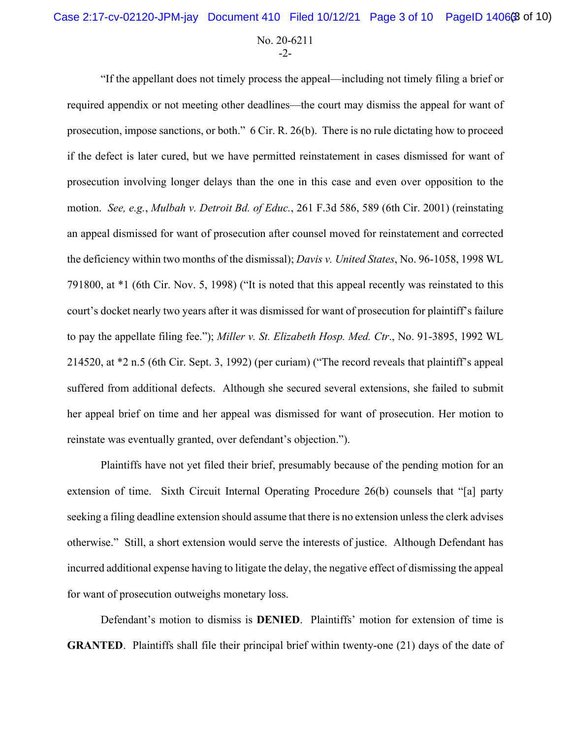“If the appellant does not timely process the appeal—including not timely filing a brief or required appendix or not meeting other deadlines—the court may dismiss the appeal for want of prosecution, impose sanctions, or both.” 6 Cir. R. 26(b). There is no rule dictating how to proceed if the defect is later cured, but we have permitted reinstatement in cases dismissed for want of prosecution involving longer delays than the one in this case and even over opposition to the motion. *See, e.g.*, *Mulbah v. Detroit Bd. of Educ.*, 261 F.3d 586, 589 (6th Cir. 2001) (reinstating an appeal dismissed for want of prosecution after counsel moved for reinstatement and corrected the deficiency within two months of the dismissal); *Davis v. United States*, No. 96-1058, 1998 WL 791800, at *1 (6th Cir. Nov. 5, 1998) (“It is noted that this appeal recently was reinstated to this court’s docket nearly two years after it was dismissed for want of prosecution for plaintiff’s failure to pay the appellate filing fee.”); *Miller v. St. Elizabeth Hosp. Med. Ctr.*, No. 91-3895, 1992 WL 214520, at *2 n.5 (6th Cir. Sept. 3, 1992) (per curiam) (“The record reveals that plaintiff’s appeal suffered from additional defects. Although she secured several extensions, she failed to submit her appeal brief on time and her appeal was dismissed for want of prosecution. Her motion to reinstate was eventually granted, over defendant’s objection.”).

Plaintiffs have not yet filed their brief, presumably because of the pending motion for an extension of time. Sixth Circuit Internal Operating Procedure 26(b) counsels that “[a] party seeking a filing deadline extension should assume that there is no extension unless the clerk advises otherwise.” Still, a short extension would serve the interests of justice. Although Defendant has incurred additional expense having to litigate the delay, the negative effect of dismissing the appeal for want of prosecution outweighs monetary loss.

Defendant’s motion to dismiss is **DENIED**. Plaintiffs’ motion for extension of time is **GRANTED**. Plaintiffs shall file their principal brief within twenty-one (21) days of the date of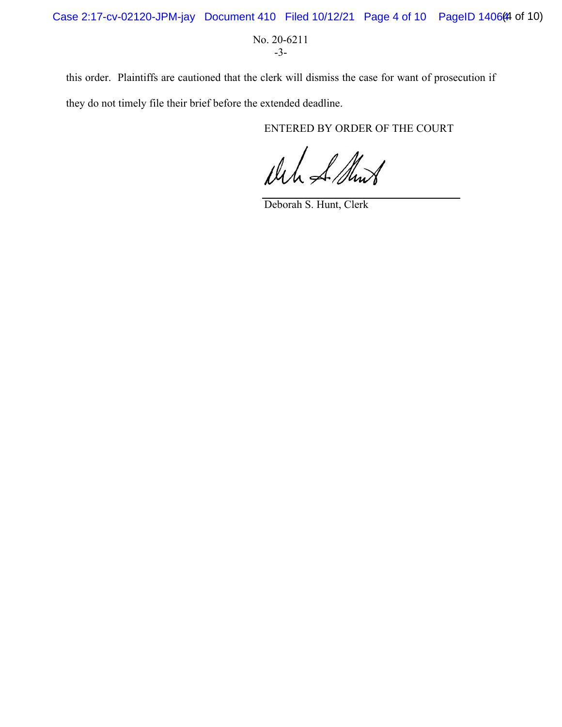No. 20-6211

this order. Plaintiffs are cautioned that the clerk will dismiss the case for want of prosecution if they do not timely file their brief before the extended deadline.

ENTERED BY ORDER OF THE COURT

Deborah S. Hunt, Clerk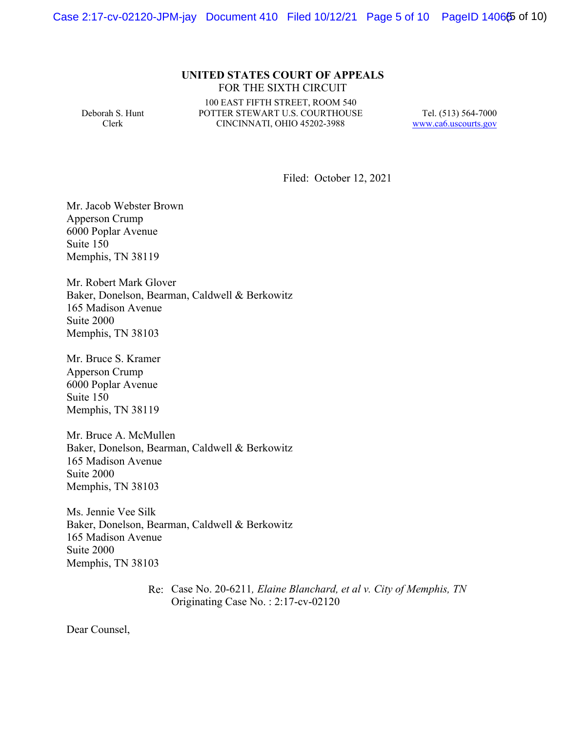**UNITED STATES COURT OF APPEALS**
FOR THE SIXTH CIRCUIT

Deborah S. Hunt
Clerk

100 EAST FIFTH STREET, ROOM 540
POTTER STEWART U.S. COURTHOUSE
CINCINNATI, OHIO 45202-3988

Tel. (513) 564-7000
www.ca6.uscourts.gov

Filed: October 12, 2021

Mr. Jacob Webster Brown
Apperson Crump
6000 Poplar Avenue
Suite 150
Memphis, TN 38119

Mr. Robert Mark Glover
Baker, Donelson, Bearman, Caldwell & Berkowitz
165 Madison Avenue
Suite 2000
Memphis, TN 38103

Mr. Bruce S. Kramer
Apperson Crump
6000 Poplar Avenue
Suite 150
Memphis, TN 38119

Mr. Bruce A. McMullen
Baker, Donelson, Bearman, Caldwell & Berkowitz
165 Madison Avenue
Suite 2000
Memphis, TN 38103

Ms. Jennie Vee Silk
Baker, Donelson, Bearman, Caldwell & Berkowitz
165 Madison Avenue
Suite 2000
Memphis, TN 38103

Re: Case No. 20-6211*, Elaine Blanchard, et al v. City of Memphis, TN*
Originating Case No. : 2:17-cv-02120

Dear Counsel,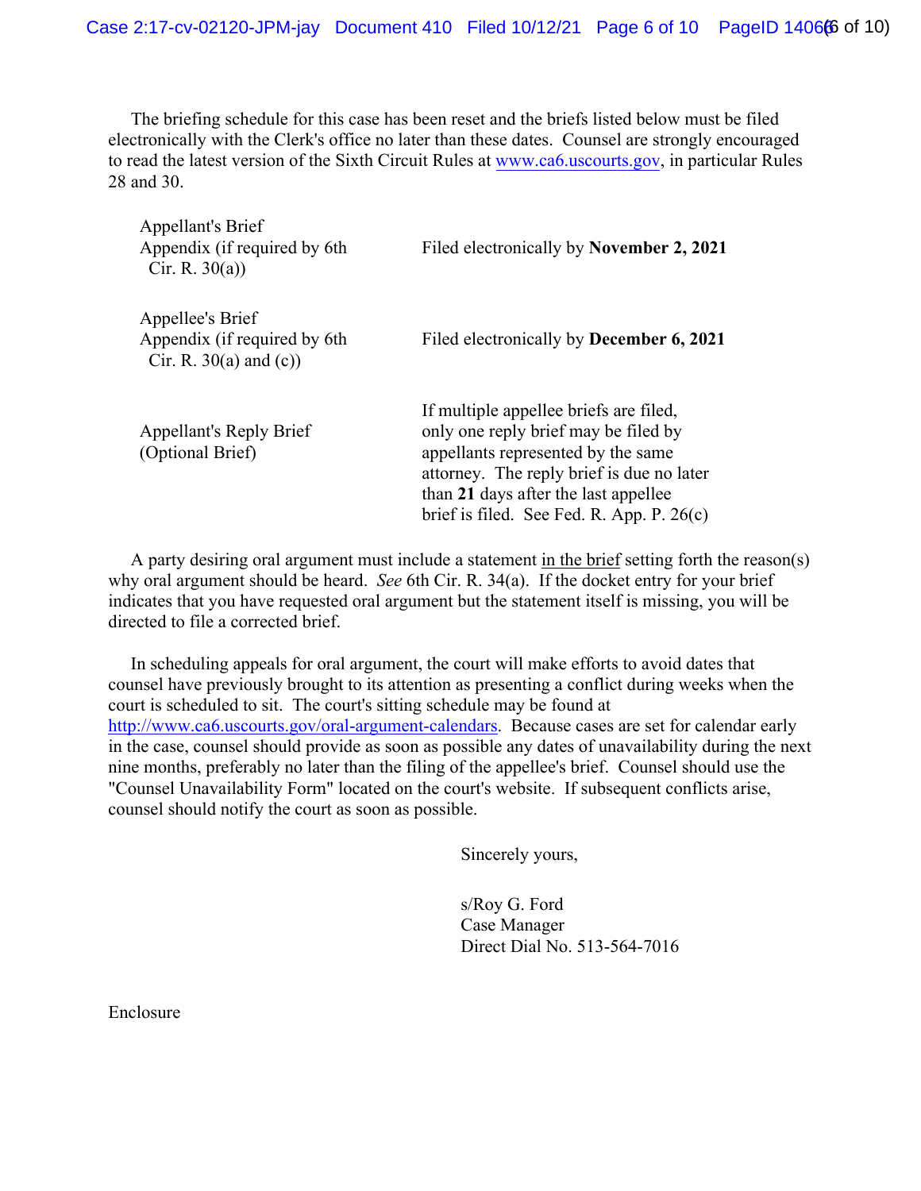The briefing schedule for this case has been reset and the briefs listed below must be filed electronically with the Clerk's office no later than these dates. Counsel are strongly encouraged to read the latest version of the Sixth Circuit Rules at www.ca6.uscourts.gov, in particular Rules 28 and 30.

| | |
|---|---|
| Appellant's Brief<br>Appendix (if required by 6th Cir. R. 30(a)) | Filed electronically by **November 2, 2021** |
| Appellee's Brief<br>Appendix (if required by 6th Cir. R. 30(a) and (c)) | Filed electronically by **December 6, 2021** |
| Appellant's Reply Brief<br>(Optional Brief) | If multiple appellee briefs are filed, only one reply brief may be filed by appellants represented by the same attorney. The reply brief is due no later than **21** days after the last appellee brief is filed. See Fed. R. App. P. 26(c) |

A party desiring oral argument must include a statement in the brief setting forth the reason(s) why oral argument should be heard. *See* 6th Cir. R. 34(a). If the docket entry for your brief indicates that you have requested oral argument but the statement itself is missing, you will be directed to file a corrected brief.

In scheduling appeals for oral argument, the court will make efforts to avoid dates that counsel have previously brought to its attention as presenting a conflict during weeks when the court is scheduled to sit. The court's sitting schedule may be found at http://www.ca6.uscourts.gov/oral-argument-calendars. Because cases are set for calendar early in the case, counsel should provide as soon as possible any dates of unavailability during the next nine months, preferably no later than the filing of the appellee's brief. Counsel should use the "Counsel Unavailability Form" located on the court's website. If subsequent conflicts arise, counsel should notify the court as soon as possible.

Sincerely yours,

s/Roy G. Ford
Case Manager
Direct Dial No. 513-564-7016

Enclosure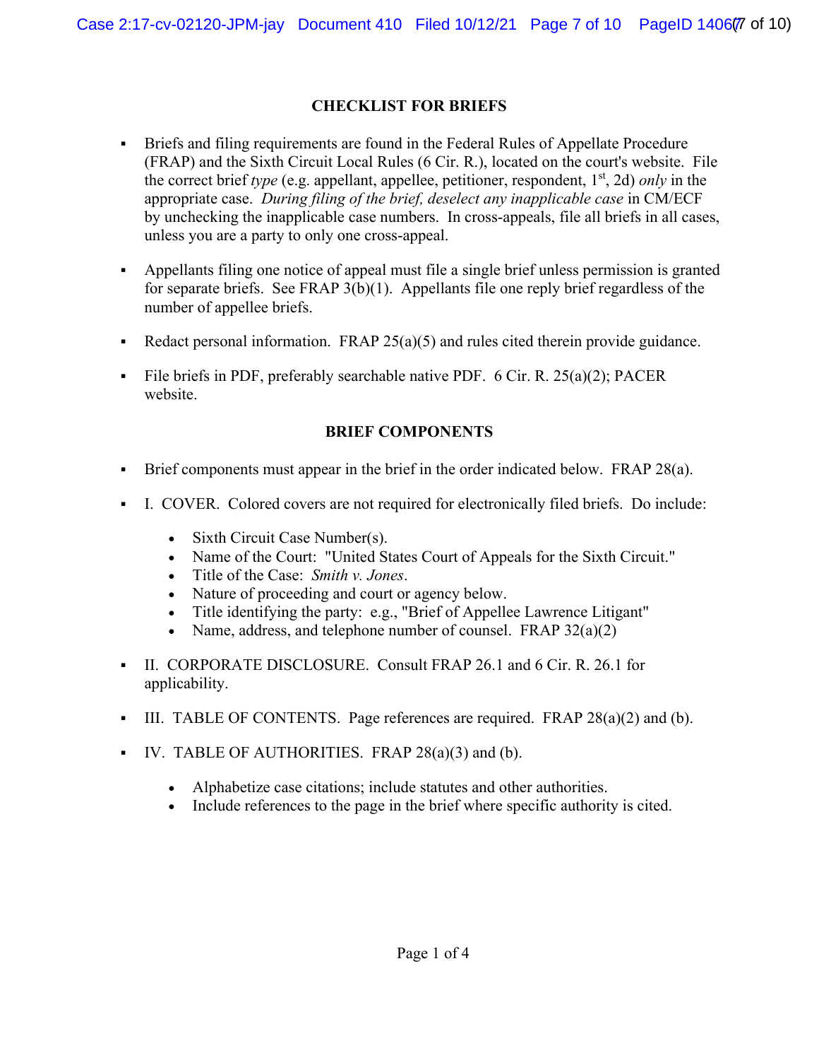## CHECKLIST FOR BRIEFS

- Briefs and filing requirements are found in the Federal Rules of Appellate Procedure (FRAP) and the Sixth Circuit Local Rules (6 Cir. R.), located on the court's website. File the correct brief *type* (e.g. appellant, appellee, petitioner, respondent, 1st, 2d) *only* in the appropriate case. *During filing of the brief, deselect any inapplicable case* in CM/ECF by unchecking the inapplicable case numbers. In cross-appeals, file all briefs in all cases, unless you are a party to only one cross-appeal.

- Appellants filing one notice of appeal must file a single brief unless permission is granted for separate briefs. See FRAP 3(b)(1). Appellants file one reply brief regardless of the number of appellee briefs.

- Redact personal information. FRAP 25(a)(5) and rules cited therein provide guidance.

- File briefs in PDF, preferably searchable native PDF. 6 Cir. R. 25(a)(2); PACER website.

## BRIEF COMPONENTS

- Brief components must appear in the brief in the order indicated below. FRAP 28(a).

- I. COVER. Colored covers are not required for electronically filed briefs. Do include:
  - Sixth Circuit Case Number(s).
  - Name of the Court: "United States Court of Appeals for the Sixth Circuit."
  - Title of the Case: *Smith v. Jones*.
  - Nature of proceeding and court or agency below.
  - Title identifying the party: e.g., "Brief of Appellee Lawrence Litigant"
  - Name, address, and telephone number of counsel. FRAP 32(a)(2)

- II. CORPORATE DISCLOSURE. Consult FRAP 26.1 and 6 Cir. R. 26.1 for applicability.

- III. TABLE OF CONTENTS. Page references are required. FRAP 28(a)(2) and (b).

- IV. TABLE OF AUTHORITIES. FRAP 28(a)(3) and (b).
  - Alphabetize case citations; include statutes and other authorities.
  - Include references to the page in the brief where specific authority is cited.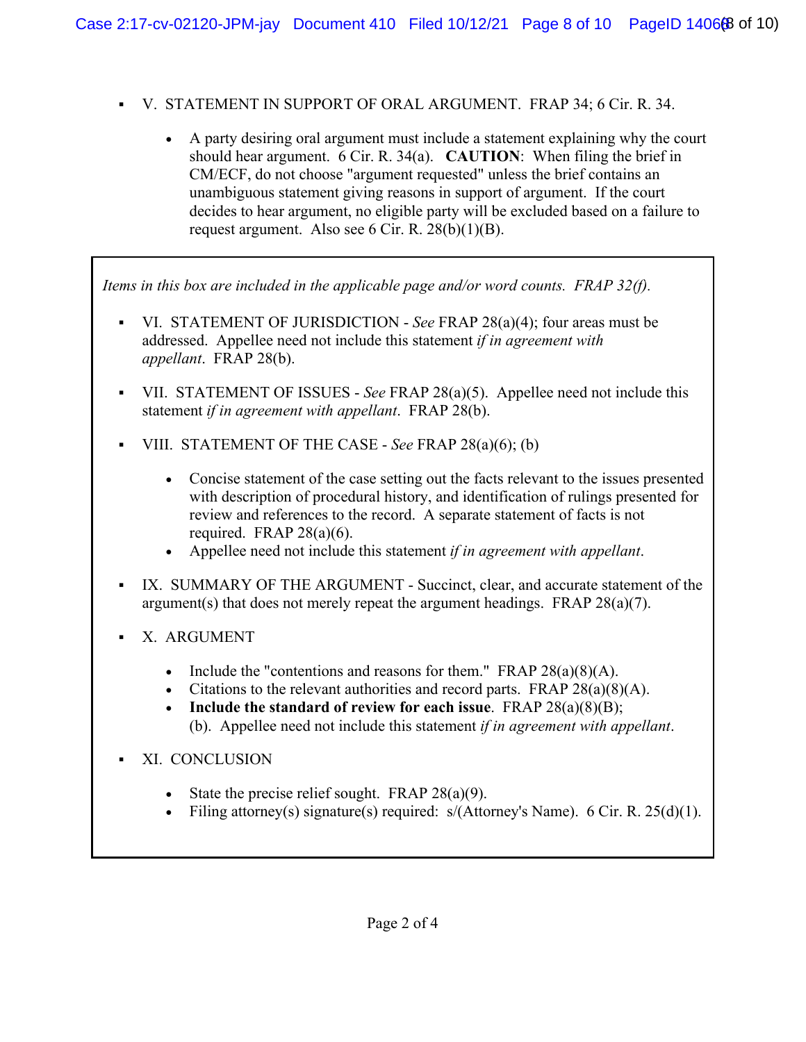- V. STATEMENT IN SUPPORT OF ORAL ARGUMENT. FRAP 34; 6 Cir. R. 34.

  - A party desiring oral argument must include a statement explaining why the court should hear argument. 6 Cir. R. 34(a). **CAUTION**: When filing the brief in CM/ECF, do not choose "argument requested" unless the brief contains an unambiguous statement giving reasons in support of argument. If the court decides to hear argument, no eligible party will be excluded based on a failure to request argument. Also see 6 Cir. R. 28(b)(1)(B).

*Items in this box are included in the applicable page and/or word counts. FRAP 32(f).*

- VI. STATEMENT OF JURISDICTION - *See* FRAP 28(a)(4); four areas must be addressed. Appellee need not include this statement *if in agreement with appellant*. FRAP 28(b).

- VII. STATEMENT OF ISSUES - *See* FRAP 28(a)(5). Appellee need not include this statement *if in agreement with appellant*. FRAP 28(b).

- VIII. STATEMENT OF THE CASE - *See* FRAP 28(a)(6); (b)

  - Concise statement of the case setting out the facts relevant to the issues presented with description of procedural history, and identification of rulings presented for review and references to the record. A separate statement of facts is not required. FRAP 28(a)(6).
  - Appellee need not include this statement *if in agreement with appellant*.

- IX. SUMMARY OF THE ARGUMENT - Succinct, clear, and accurate statement of the argument(s) that does not merely repeat the argument headings. FRAP 28(a)(7).

- X. ARGUMENT

  - Include the "contentions and reasons for them." FRAP 28(a)(8)(A).
  - Citations to the relevant authorities and record parts. FRAP 28(a)(8)(A).
  - **Include the standard of review for each issue**. FRAP 28(a)(8)(B); (b). Appellee need not include this statement *if in agreement with appellant*.

- XI. CONCLUSION

  - State the precise relief sought. FRAP 28(a)(9).
  - Filing attorney(s) signature(s) required: s/(Attorney's Name). 6 Cir. R. 25(d)(1).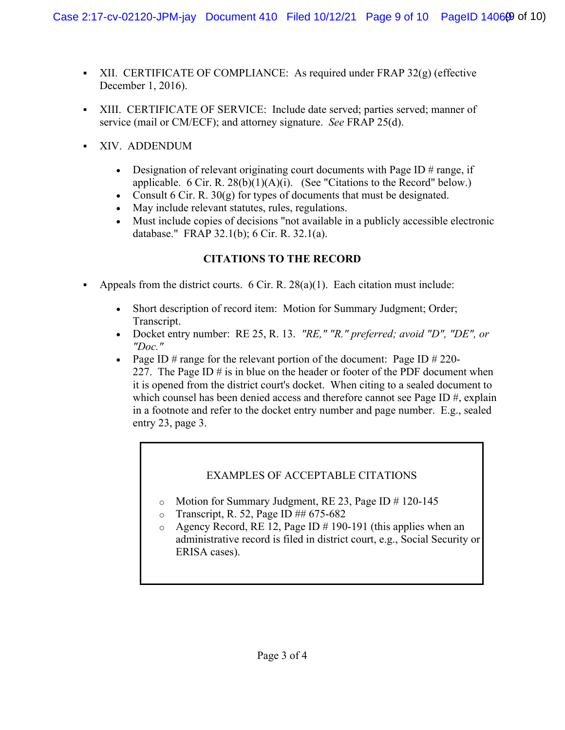- XII. CERTIFICATE OF COMPLIANCE: As required under FRAP 32(g) (effective December 1, 2016).

- XIII. CERTIFICATE OF SERVICE: Include date served; parties served; manner of service (mail or CM/ECF); and attorney signature. *See* FRAP 25(d).

- XIV. ADDENDUM

  - Designation of relevant originating court documents with Page ID # range, if applicable. 6 Cir. R. 28(b)(1)(A)(i). (See "Citations to the Record" below.)
  - Consult 6 Cir. R. 30(g) for types of documents that must be designated.
  - May include relevant statutes, rules, regulations.
  - Must include copies of decisions "not available in a publicly accessible electronic database." FRAP 32.1(b); 6 Cir. R. 32.1(a).

## CITATIONS TO THE RECORD

- Appeals from the district courts. 6 Cir. R. 28(a)(1). Each citation must include:

  - Short description of record item: Motion for Summary Judgment; Order; Transcript.
  - Docket entry number: RE 25, R. 13. *"RE," "R." preferred; avoid "D", "DE", or "Doc."*
  - Page ID # range for the relevant portion of the document: Page ID # 220-227. The Page ID # is in blue on the header or footer of the PDF document when it is opened from the district court's docket. When citing to a sealed document to which counsel has been denied access and therefore cannot see Page ID #, explain in a footnote and refer to the docket entry number and page number. E.g., sealed entry 23, page 3.

EXAMPLES OF ACCEPTABLE CITATIONS

- Motion for Summary Judgment, RE 23, Page ID # 120-145
- Transcript, R. 52, Page ID ## 675-682
- Agency Record, RE 12, Page ID # 190-191 (this applies when an administrative record is filed in district court, e.g., Social Security or ERISA cases).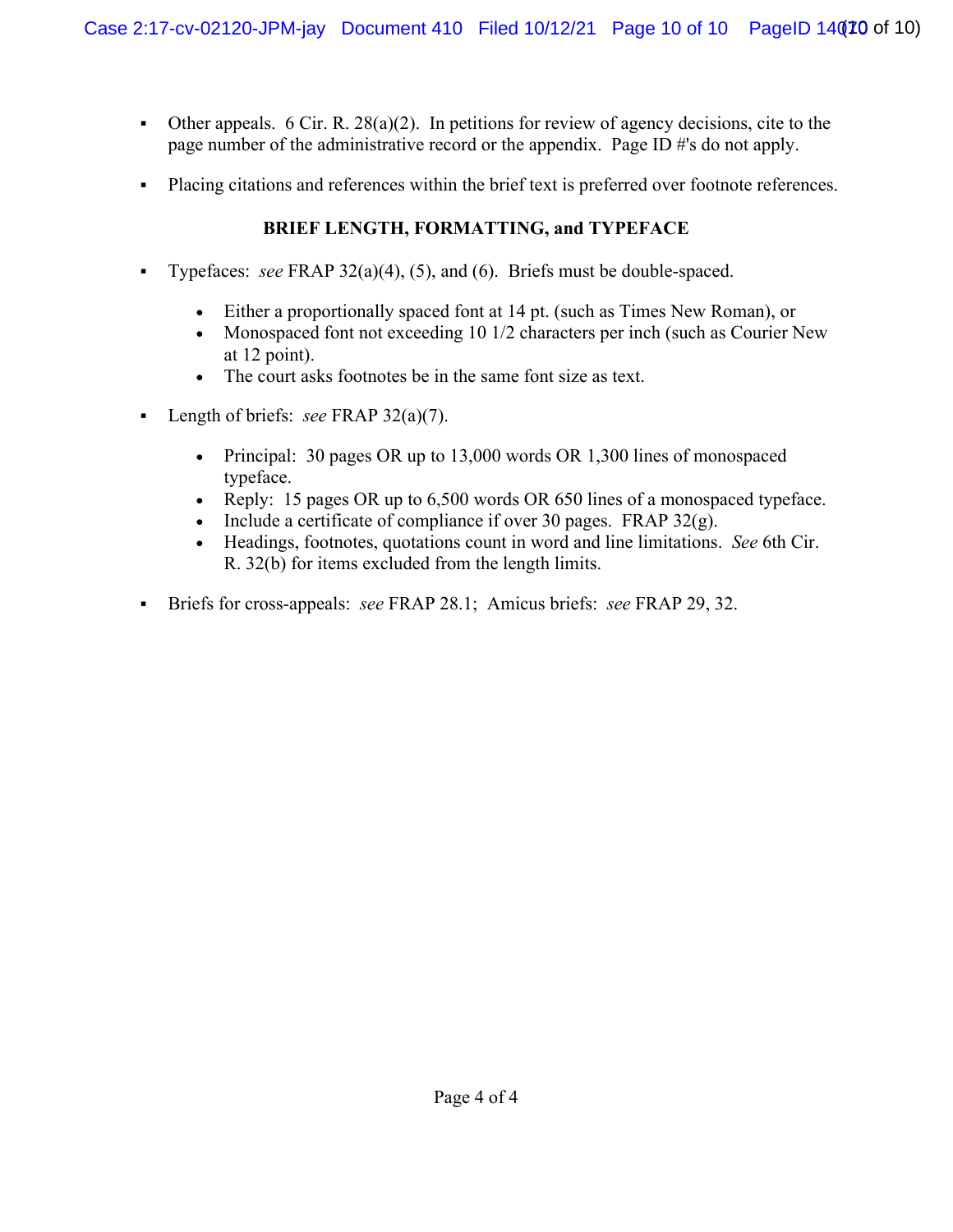- Other appeals. 6 Cir. R. 28(a)(2). In petitions for review of agency decisions, cite to the page number of the administrative record or the appendix. Page ID #'s do not apply.

- Placing citations and references within the brief text is preferred over footnote references.

**BRIEF LENGTH, FORMATTING, and TYPEFACE**

- Typefaces: *see* FRAP 32(a)(4), (5), and (6). Briefs must be double-spaced.

  - Either a proportionally spaced font at 14 pt. (such as Times New Roman), or
  - Monospaced font not exceeding 10 1/2 characters per inch (such as Courier New at 12 point).
  - The court asks footnotes be in the same font size as text.

- Length of briefs: *see* FRAP 32(a)(7).

  - Principal: 30 pages OR up to 13,000 words OR 1,300 lines of monospaced typeface.
  - Reply: 15 pages OR up to 6,500 words OR 650 lines of a monospaced typeface.
  - Include a certificate of compliance if over 30 pages. FRAP 32(g).
  - Headings, footnotes, quotations count in word and line limitations. *See* 6th Cir. R. 32(b) for items excluded from the length limits.

- Briefs for cross-appeals: *see* FRAP 28.1; Amicus briefs: *see* FRAP 29, 32.